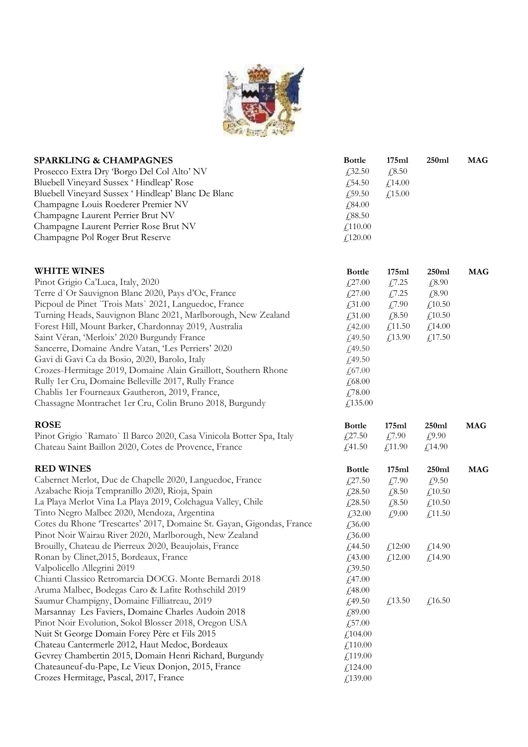## SPARKLING & CHAMPAGNES

| SPARKLING & CHAMPAGNES | Bottle | 175ml | 250ml | MAG |
|---|---|---|---|---|
| Prosecco Extra Dry 'Borgo Del Col Alto' NV | £32.50 | £8.50 | | |
| Bluebell Vineyard Sussex ' Hindleap' Rose | £54.50 | £14.00 | | |
| Bluebell Vineyard Sussex ' Hindleap' Blanc De Blanc | £59.50 | £15.00 | | |
| Champagne Louis Roederer Premier NV | £84.00 | | | |
| Champagne Laurent Perrier Brut NV | £88.50 | | | |
| Champagne Laurent Perrier Rose Brut NV | £110.00 | | | |
| Champagne Pol Roger Brut Reserve | £120.00 | | | |

## WHITE WINES

| WHITE WINES | Bottle | 175ml | 250ml | MAG |
|---|---|---|---|---|
| Pinot Grigio Ca'Luca, Italy, 2020 | £27.00 | £7.25 | £8.90 | |
| Terre d`Or Sauvignon Blanc 2020, Pays d'Oc, France | £27.00 | £7.25 | £8.90 | |
| Picpoul de Pinet `Trois Mats` 2021, Languedoc, France | £31.00 | £7.90 | £10.50 | |
| Turning Heads, Sauvignon Blanc 2021, Marlborough, New Zealand | £31.00 | £8.50 | £10.50 | |
| Forest Hill, Mount Barker, Chardonnay 2019, Australia | £42.00 | £11.50 | £14.00 | |
| Saint Véran, 'Merloix' 2020 Burgundy France | £49.50 | £13.90 | £17.50 | |
| Sancerre, Domaine Andre Vatan, 'Les Perriers' 2020 | £49.50 | | | |
| Gavi di Gavi Ca da Bosio, 2020, Barolo, Italy | £49.50 | | | |
| Crozes-Hermitage 2019, Domaine Alain Graillott, Southern Rhone | £67.00 | | | |
| Rully 1er Cru, Domaine Belleville 2017, Rully France | £68.00 | | | |
| Chablis 1er Fourneaux Gautheron, 2019, France, | £78.00 | | | |
| Chassagne Montrachet 1er Cru, Colin Bruno 2018, Burgundy | £135.00 | | | |

## ROSE

| ROSE | Bottle | 175ml | 250ml | MAG |
|---|---|---|---|---|
| Pinot Grigio `Ramato` Il Barco 2020, Casa Vinicola Botter Spa, Italy | £27.50 | £7.90 | £9.90 | |
| Chateau Saint Baillon 2020, Cotes de Provence, France | £41.50 | £11.90 | £14.90 | |

## RED WINES

| RED WINES | Bottle | 175ml | 250ml | MAG |
|---|---|---|---|---|
| Cabernet Merlot, Duc de Chapelle 2020, Languedoc, France | £27.50 | £7.90 | £9.50 | |
| Azabache Rioja Tempranillo 2020, Rioja, Spain | £28.50 | £8.50 | £10.50 | |
| La Playa Merlot Vina La Playa 2019, Colchagua Valley, Chile | £28.50 | £8.50 | £10.50 | |
| Tinto Negro Malbec 2020, Mendoza, Argentina | £32.00 | £9.00 | £11.50 | |
| Cotes du Rhone 'Trescartes' 2017, Domaine St. Gayan, Gigondas, France | £36.00 | | | |
| Pinot Noir Wairau River 2020, Marlborough, New Zealand | £36.00 | | | |
| Brouilly, Chateau de Pierreux 2020, Beaujolais, France | £44.50 | £12:00 | £14.90 | |
| Ronan by Clinet,2015, Bordeaux, France | £43.00 | £12.00 | £14.90 | |
| Valpolicello Allegrini 2019 | £39.50 | | | |
| Chianti Classico Retromarcia DOCG. Monte Bernardi 2018 | £47.00 | | | |
| Aruma Malbec, Bodegas Caro & Lafite Rothschild 2019 | £48.00 | | | |
| Saumur Champigny, Domaine Filliatreau, 2019 | £49.50 | £13.50 | £16.50 | |
| Marsannay Les Faviers, Domaine Charles Audoin 2018 | £89.00 | | | |
| Pinot Noir Evolution, Sokol Blosser 2018, Oregon USA | £57.00 | | | |
| Nuit St George Domain Forey Père et Fils 2015 | £104.00 | | | |
| Chateau Cantermerle 2012, Haut Medoc, Bordeaux | £110.00 | | | |
| Gevrey Chambertin 2015, Domain Henri Richard, Burgundy | £119.00 | | | |
| Chateauneuf-du-Pape, Le Vieux Donjon, 2015, France | £124.00 | | | |
| Crozes Hermitage, Pascal, 2017, France | £139.00 | | | |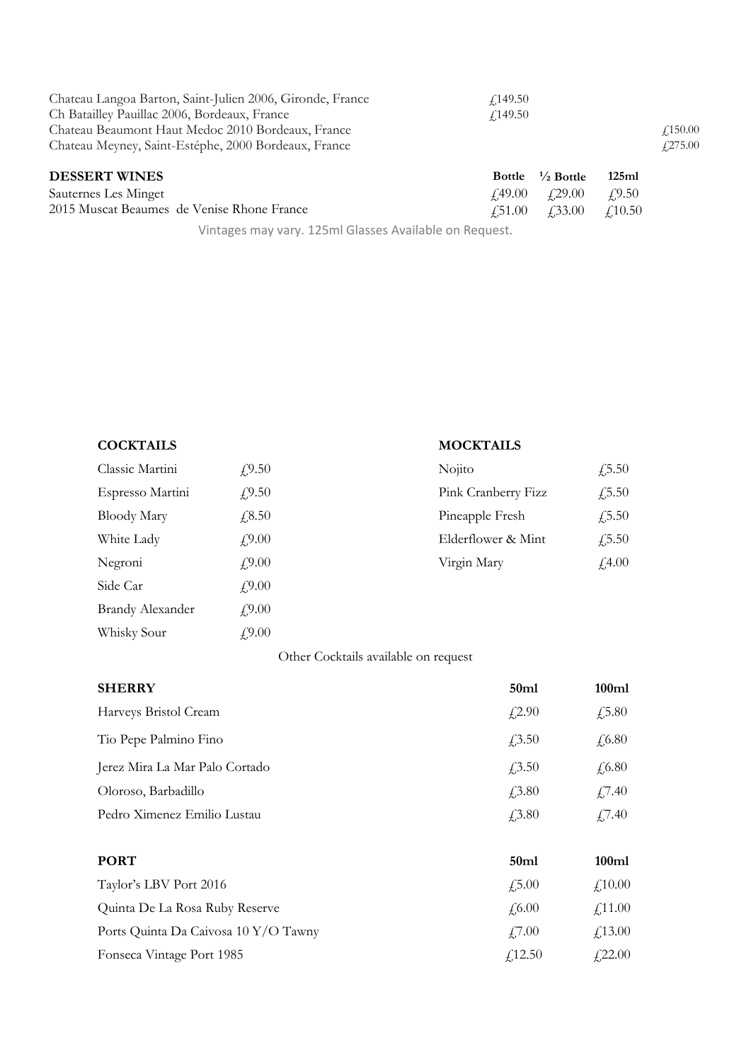| | | | | |
|---|---|---|---|---|
| Chateau Langoa Barton, Saint-Julien 2006, Gironde, France | £149.50 | | | |
| Ch Batailley Pauillac 2006, Bordeaux, France | £149.50 | | | |
| Chateau Beaumont Haut Medoc 2010 Bordeaux, France | | | | £150.00 |
| Chateau Meyney, Saint-Estéphe, 2000 Bordeaux, France | | | | £275.00 |

| **DESSERT WINES** | **Bottle** | **½ Bottle** | **125ml** |
|---|---|---|---|
| Sauternes Les Minget | £49.00 | £29.00 | £9.50 |
| 2015 Muscat Beaumes de Venise Rhone France | £51.00 | £33.00 | £10.50 |

Vintages may vary. 125ml Glasses Available on Request.

| **COCKTAILS** | |
|---|---|
| Classic Martini | £9.50 |
| Espresso Martini | £9.50 |
| Bloody Mary | £8.50 |
| White Lady | £9.00 |
| Negroni | £9.00 |
| Side Car | £9.00 |
| Brandy Alexander | £9.00 |
| Whisky Sour | £9.00 |

| **MOCKTAILS** | |
|---|---|
| Nojito | £5.50 |
| Pink Cranberry Fizz | £5.50 |
| Pineapple Fresh | £5.50 |
| Elderflower & Mint | £5.50 |
| Virgin Mary | £4.00 |

Other Cocktails available on request

| **SHERRY** | **50ml** | **100ml** |
|---|---|---|
| Harveys Bristol Cream | £2.90 | £5.80 |
| Tio Pepe Palmino Fino | £3.50 | £6.80 |
| Jerez Mira La Mar Palo Cortado | £3.50 | £6.80 |
| Oloroso, Barbadillo | £3.80 | £7.40 |
| Pedro Ximenez Emilio Lustau | £3.80 | £7.40 |

| **PORT** | **50ml** | **100ml** |
|---|---|---|
| Taylor's LBV Port 2016 | £5.00 | £10.00 |
| Quinta De La Rosa Ruby Reserve | £6.00 | £11.00 |
| Ports Quinta Da Caivosa 10 Y/O Tawny | £7.00 | £13.00 |
| Fonseca Vintage Port 1985 | £12.50 | £22.00 |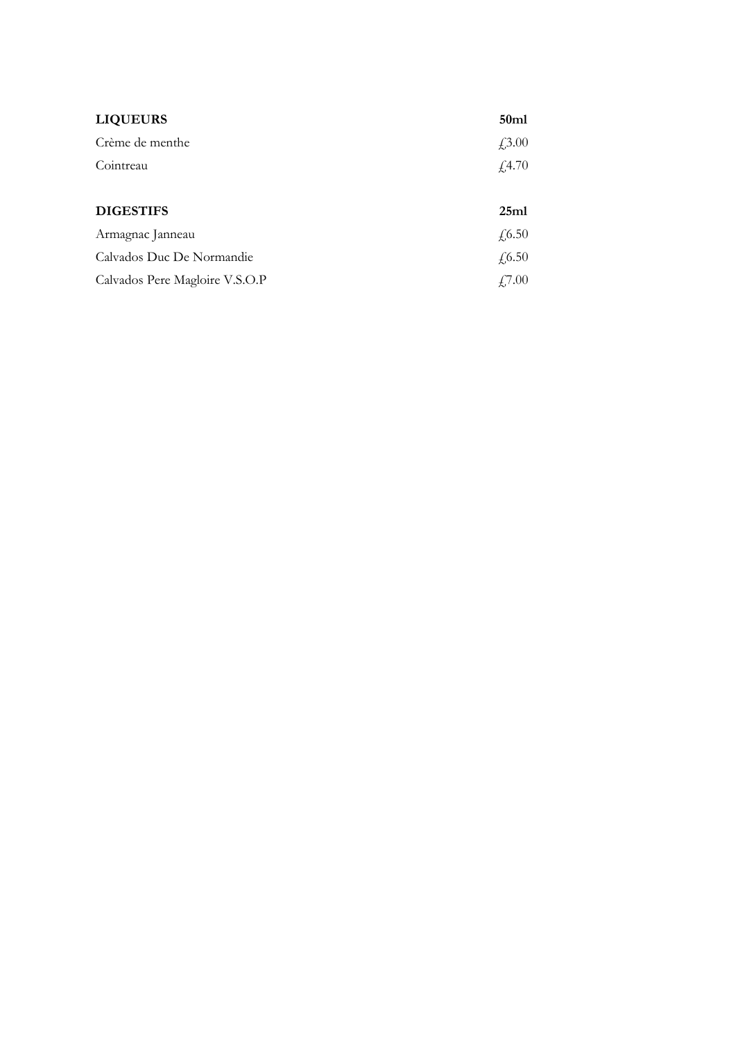| **LIQUEURS** | **50ml** |
| --- | --- |
| Crème de menthe | £3.00 |
| Cointreau | £4.70 |

| **DIGESTIFS** | **25ml** |
| --- | --- |
| Armagnac Janneau | £6.50 |
| Calvados Duc De Normandie | £6.50 |
| Calvados Pere Magloire V.S.O.P | £7.00 |